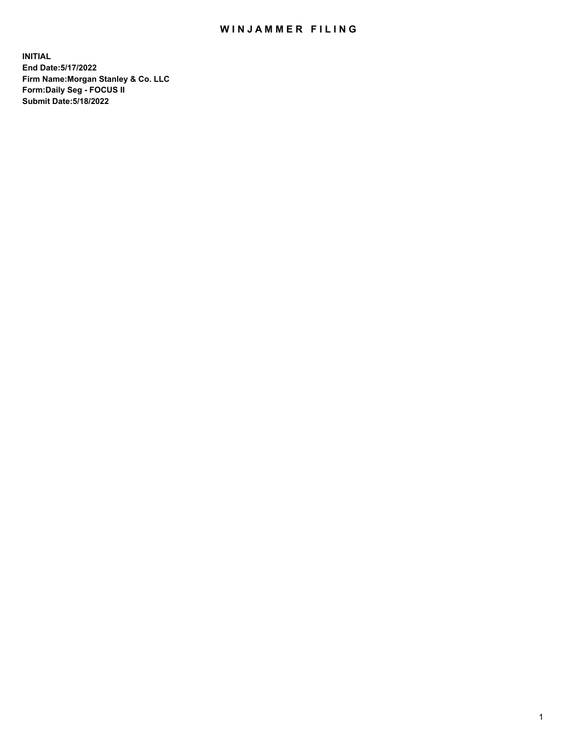# WINJAMMER FILING

**INITIAL**
**End Date:5/17/2022**
**Firm Name:Morgan Stanley & Co. LLC**
**Form:Daily Seg - FOCUS II**
**Submit Date:5/18/2022**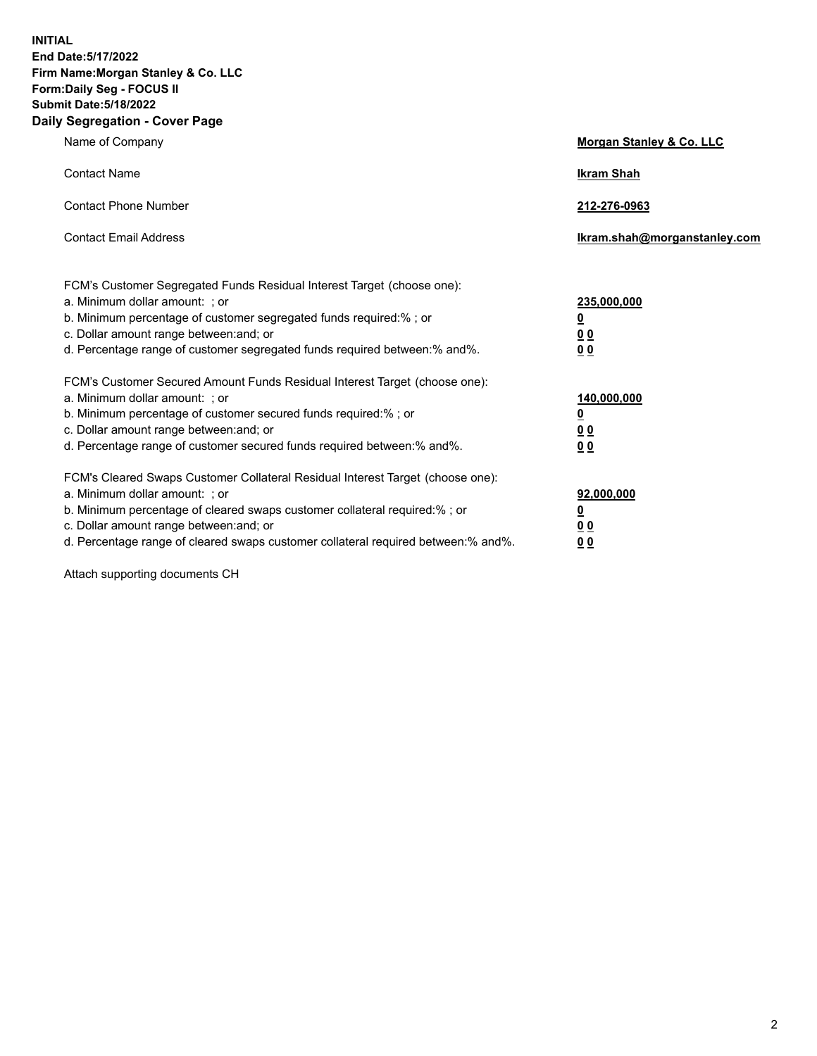**INITIAL**
**End Date:5/17/2022**
**Firm Name:Morgan Stanley & Co. LLC**
**Form:Daily Seg - FOCUS II**
**Submit Date:5/18/2022**

## Daily Segregation - Cover Page

| | |
|---|---|
| Name of Company | **Morgan Stanley & Co. LLC** |
| Contact Name | **Ikram Shah** |
| Contact Phone Number | **212-276-0963** |
| Contact Email Address | **Ikram.shah@morganstanley.com** |

| | |
|---|---|
| FCM's Customer Segregated Funds Residual Interest Target (choose one): | |
| a. Minimum dollar amount: ; or | **235,000,000** |
| b. Minimum percentage of customer segregated funds required:% ; or | **0** |
| c. Dollar amount range between:and; or | **0 0** |
| d. Percentage range of customer segregated funds required between:% and%. | **0 0** |
| FCM's Customer Secured Amount Funds Residual Interest Target (choose one): | |
| a. Minimum dollar amount: ; or | **140,000,000** |
| b. Minimum percentage of customer secured funds required:% ; or | **0** |
| c. Dollar amount range between:and; or | **0 0** |
| d. Percentage range of customer secured funds required between:% and%. | **0 0** |
| FCM's Cleared Swaps Customer Collateral Residual Interest Target (choose one): | |
| a. Minimum dollar amount: ; or | **92,000,000** |
| b. Minimum percentage of cleared swaps customer collateral required:% ; or | **0** |
| c. Dollar amount range between:and; or | **0 0** |
| d. Percentage range of cleared swaps customer collateral required between:% and%. | **0 0** |

Attach supporting documents CH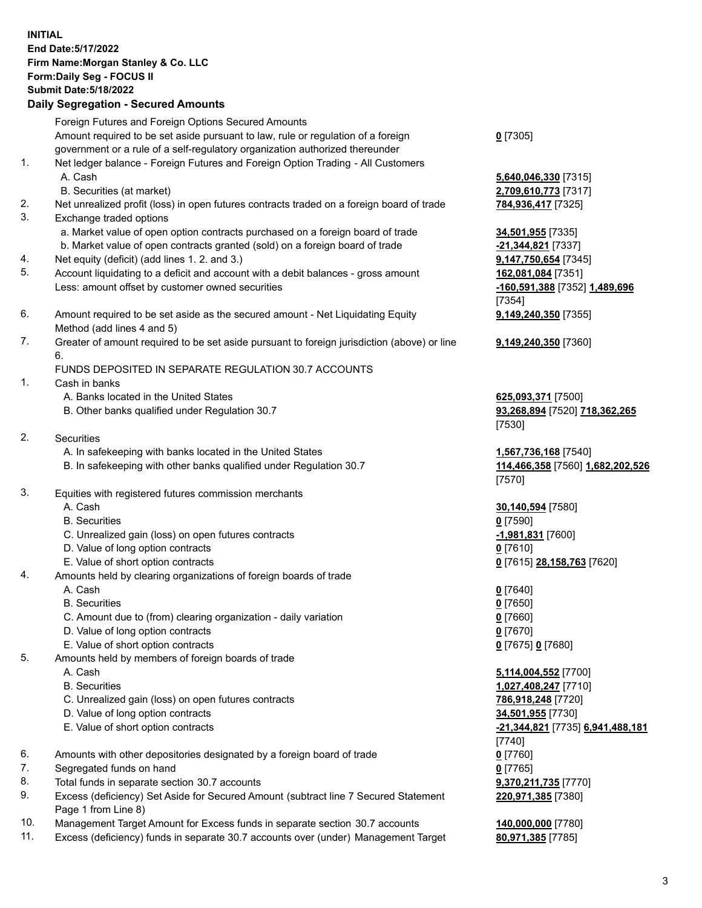**INITIAL**
**End Date:5/17/2022**
**Firm Name:Morgan Stanley & Co. LLC**
**Form:Daily Seg - FOCUS II**
**Submit Date:5/18/2022**

## Daily Segregation - Secured Amounts

| | | |
|---|---|---|
| | Foreign Futures and Foreign Options Secured Amounts | |
| | Amount required to be set aside pursuant to law, rule or regulation of a foreign government or a rule of a self-regulatory organization authorized thereunder | **0** [7305] |
| 1. | Net ledger balance - Foreign Futures and Foreign Option Trading - All Customers | |
| | A. Cash | **5,640,046,330** [7315] |
| | B. Securities (at market) | **2,709,610,773** [7317] |
| 2. | Net unrealized profit (loss) in open futures contracts traded on a foreign board of trade | **784,936,417** [7325] |
| 3. | Exchange traded options | |
| | a. Market value of open option contracts purchased on a foreign board of trade | **34,501,955** [7335] |
| | b. Market value of open contracts granted (sold) on a foreign board of trade | **-21,344,821** [7337] |
| 4. | Net equity (deficit) (add lines 1. 2. and 3.) | **9,147,750,654** [7345] |
| 5. | Account liquidating to a deficit and account with a debit balances - gross amount | **162,081,084** [7351] |
| | Less: amount offset by customer owned securities | **-160,591,388** [7352] **1,489,696** [7354] |
| 6. | Amount required to be set aside as the secured amount - Net Liquidating Equity Method (add lines 4 and 5) | **9,149,240,350** [7355] |
| 7. | Greater of amount required to be set aside pursuant to foreign jurisdiction (above) or line 6. | **9,149,240,350** [7360] |
| | FUNDS DEPOSITED IN SEPARATE REGULATION 30.7 ACCOUNTS | |
| 1. | Cash in banks | |
| | A. Banks located in the United States | **625,093,371** [7500] |
| | B. Other banks qualified under Regulation 30.7 | **93,268,894** [7520] **718,362,265** [7530] |
| 2. | Securities | |
| | A. In safekeeping with banks located in the United States | **1,567,736,168** [7540] |
| | B. In safekeeping with other banks qualified under Regulation 30.7 | **114,466,358** [7560] **1,682,202,526** [7570] |
| 3. | Equities with registered futures commission merchants | |
| | A. Cash | **30,140,594** [7580] |
| | B. Securities | **0** [7590] |
| | C. Unrealized gain (loss) on open futures contracts | **-1,981,831** [7600] |
| | D. Value of long option contracts | **0** [7610] |
| | E. Value of short option contracts | **0** [7615] **28,158,763** [7620] |
| 4. | Amounts held by clearing organizations of foreign boards of trade | |
| | A. Cash | **0** [7640] |
| | B. Securities | **0** [7650] |
| | C. Amount due to (from) clearing organization - daily variation | **0** [7660] |
| | D. Value of long option contracts | **0** [7670] |
| | E. Value of short option contracts | **0** [7675] **0** [7680] |
| 5. | Amounts held by members of foreign boards of trade | |
| | A. Cash | **5,114,004,552** [7700] |
| | B. Securities | **1,027,408,247** [7710] |
| | C. Unrealized gain (loss) on open futures contracts | **786,918,248** [7720] |
| | D. Value of long option contracts | **34,501,955** [7730] |
| | E. Value of short option contracts | **-21,344,821** [7735] **6,941,488,181** [7740] |
| 6. | Amounts with other depositories designated by a foreign board of trade | **0** [7760] |
| 7. | Segregated funds on hand | **0** [7765] |
| 8. | Total funds in separate section 30.7 accounts | **9,370,211,735** [7770] |
| 9. | Excess (deficiency) Set Aside for Secured Amount (subtract line 7 Secured Statement Page 1 from Line 8) | **220,971,385** [7380] |
| 10. | Management Target Amount for Excess funds in separate section 30.7 accounts | **140,000,000** [7780] |
| 11. | Excess (deficiency) funds in separate 30.7 accounts over (under) Management Target | **80,971,385** [7785] |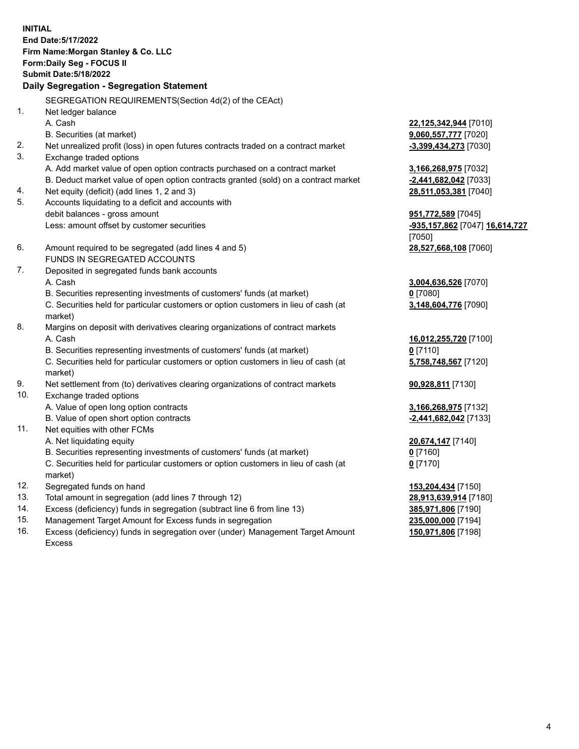**INITIAL**
**End Date:5/17/2022**
**Firm Name:Morgan Stanley & Co. LLC**
**Form:Daily Seg - FOCUS II**
**Submit Date:5/18/2022**

**Daily Segregation - Segregation Statement**

SEGREGATION REQUIREMENTS(Section 4d(2) of the CEAct)

| | | |
|---|---|---|
| 1. | Net ledger balance | |
| | A. Cash | **22,125,342,944** [7010] |
| | B. Securities (at market) | **9,060,557,777** [7020] |
| 2. | Net unrealized profit (loss) in open futures contracts traded on a contract market | **-3,399,434,273** [7030] |
| 3. | Exchange traded options | |
| | A. Add market value of open option contracts purchased on a contract market | **3,166,268,975** [7032] |
| | B. Deduct market value of open option contracts granted (sold) on a contract market | **-2,441,682,042** [7033] |
| 4. | Net equity (deficit) (add lines 1, 2 and 3) | **28,511,053,381** [7040] |
| 5. | Accounts liquidating to a deficit and accounts with debit balances - gross amount | **951,772,589** [7045] |
| | Less: amount offset by customer securities | **-935,157,862** [7047] **16,614,727** [7050] |
| 6. | Amount required to be segregated (add lines 4 and 5) | **28,527,668,108** [7060] |
| | FUNDS IN SEGREGATED ACCOUNTS | |
| 7. | Deposited in segregated funds bank accounts | |
| | A. Cash | **3,004,636,526** [7070] |
| | B. Securities representing investments of customers' funds (at market) | **0** [7080] |
| | C. Securities held for particular customers or option customers in lieu of cash (at market) | **3,148,604,776** [7090] |
| 8. | Margins on deposit with derivatives clearing organizations of contract markets | |
| | A. Cash | **16,012,255,720** [7100] |
| | B. Securities representing investments of customers' funds (at market) | **0** [7110] |
| | C. Securities held for particular customers or option customers in lieu of cash (at market) | **5,758,748,567** [7120] |
| 9. | Net settlement from (to) derivatives clearing organizations of contract markets | **90,928,811** [7130] |
| 10. | Exchange traded options | |
| | A. Value of open long option contracts | **3,166,268,975** [7132] |
| | B. Value of open short option contracts | **-2,441,682,042** [7133] |
| 11. | Net equities with other FCMs | |
| | A. Net liquidating equity | **20,674,147** [7140] |
| | B. Securities representing investments of customers' funds (at market) | **0** [7160] |
| | C. Securities held for particular customers or option customers in lieu of cash (at market) | **0** [7170] |
| 12. | Segregated funds on hand | **153,204,434** [7150] |
| 13. | Total amount in segregation (add lines 7 through 12) | **28,913,639,914** [7180] |
| 14. | Excess (deficiency) funds in segregation (subtract line 6 from line 13) | **385,971,806** [7190] |
| 15. | Management Target Amount for Excess funds in segregation | **235,000,000** [7194] |
| 16. | Excess (deficiency) funds in segregation over (under) Management Target Amount Excess | **150,971,806** [7198] |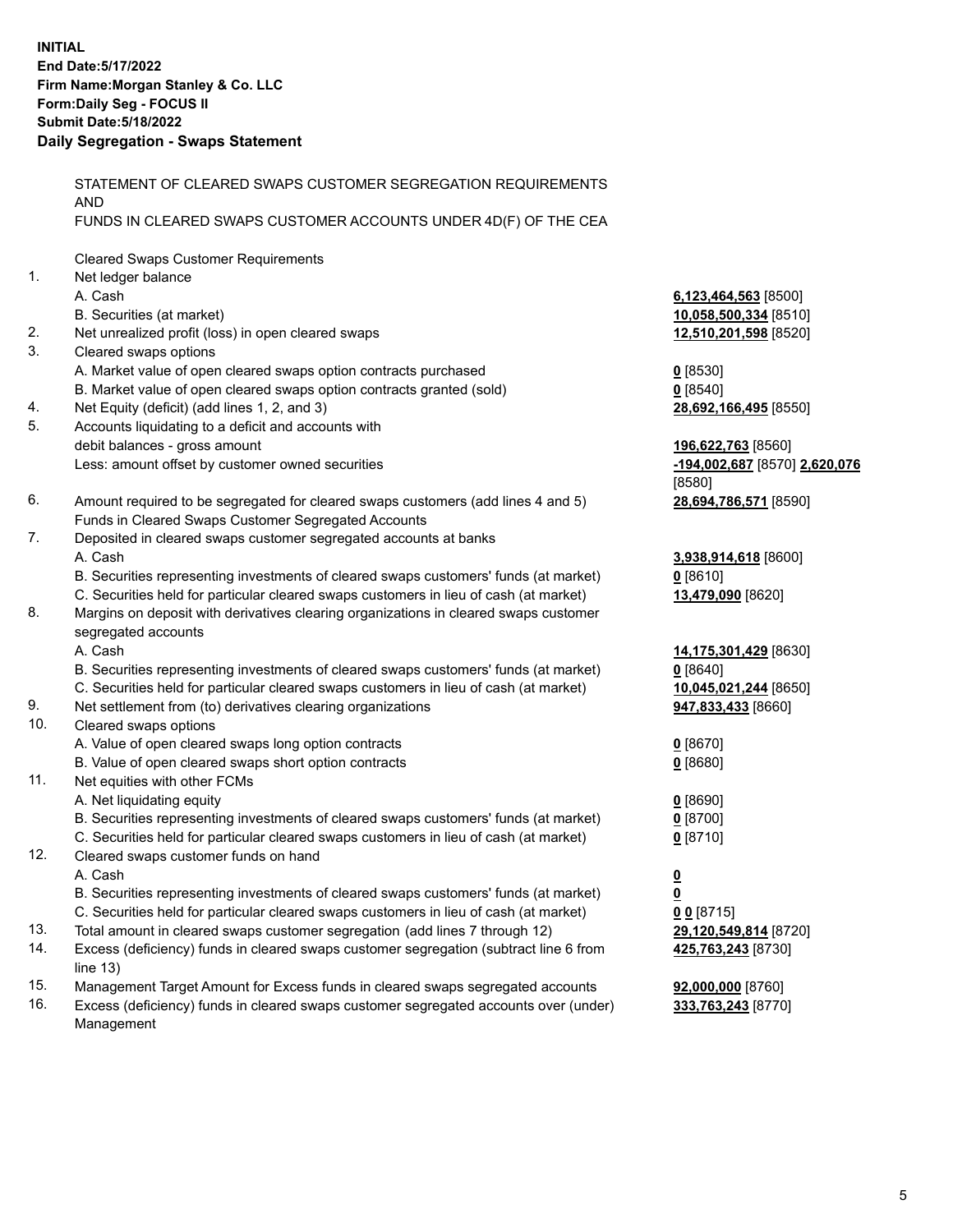**INITIAL**
**End Date:5/17/2022**
**Firm Name:Morgan Stanley & Co. LLC**
**Form:Daily Seg - FOCUS II**
**Submit Date:5/18/2022**
**Daily Segregation - Swaps Statement**

STATEMENT OF CLEARED SWAPS CUSTOMER SEGREGATION REQUIREMENTS AND FUNDS IN CLEARED SWAPS CUSTOMER ACCOUNTS UNDER 4D(F) OF THE CEA

| | | |
|---|---|---|
| | Cleared Swaps Customer Requirements | |
| 1. | Net ledger balance | |
| | A. Cash | **6,123,464,563** [8500] |
| | B. Securities (at market) | **10,058,500,334** [8510] |
| 2. | Net unrealized profit (loss) in open cleared swaps | **12,510,201,598** [8520] |
| 3. | Cleared swaps options | |
| | A. Market value of open cleared swaps option contracts purchased | **0** [8530] |
| | B. Market value of open cleared swaps option contracts granted (sold) | **0** [8540] |
| 4. | Net Equity (deficit) (add lines 1, 2, and 3) | **28,692,166,495** [8550] |
| 5. | Accounts liquidating to a deficit and accounts with debit balances - gross amount | **196,622,763** [8560] |
| | Less: amount offset by customer owned securities | **-194,002,687** [8570] **2,620,076** [8580] |
| 6. | Amount required to be segregated for cleared swaps customers (add lines 4 and 5) | **28,694,786,571** [8590] |
| | Funds in Cleared Swaps Customer Segregated Accounts | |
| 7. | Deposited in cleared swaps customer segregated accounts at banks | |
| | A. Cash | **3,938,914,618** [8600] |
| | B. Securities representing investments of cleared swaps customers' funds (at market) | **0** [8610] |
| | C. Securities held for particular cleared swaps customers in lieu of cash (at market) | **13,479,090** [8620] |
| 8. | Margins on deposit with derivatives clearing organizations in cleared swaps customer segregated accounts | |
| | A. Cash | **14,175,301,429** [8630] |
| | B. Securities representing investments of cleared swaps customers' funds (at market) | **0** [8640] |
| | C. Securities held for particular cleared swaps customers in lieu of cash (at market) | **10,045,021,244** [8650] |
| 9. | Net settlement from (to) derivatives clearing organizations | **947,833,433** [8660] |
| 10. | Cleared swaps options | |
| | A. Value of open cleared swaps long option contracts | **0** [8670] |
| | B. Value of open cleared swaps short option contracts | **0** [8680] |
| 11. | Net equities with other FCMs | |
| | A. Net liquidating equity | **0** [8690] |
| | B. Securities representing investments of cleared swaps customers' funds (at market) | **0** [8700] |
| | C. Securities held for particular cleared swaps customers in lieu of cash (at market) | **0** [8710] |
| 12. | Cleared swaps customer funds on hand | |
| | A. Cash | **0** |
| | B. Securities representing investments of cleared swaps customers' funds (at market) | **0** |
| | C. Securities held for particular cleared swaps customers in lieu of cash (at market) | **0** **0** [8715] |
| 13. | Total amount in cleared swaps customer segregation (add lines 7 through 12) | **29,120,549,814** [8720] |
| 14. | Excess (deficiency) funds in cleared swaps customer segregation (subtract line 6 from line 13) | **425,763,243** [8730] |
| 15. | Management Target Amount for Excess funds in cleared swaps segregated accounts | **92,000,000** [8760] |
| 16. | Excess (deficiency) funds in cleared swaps customer segregated accounts over (under) Management | **333,763,243** [8770] |